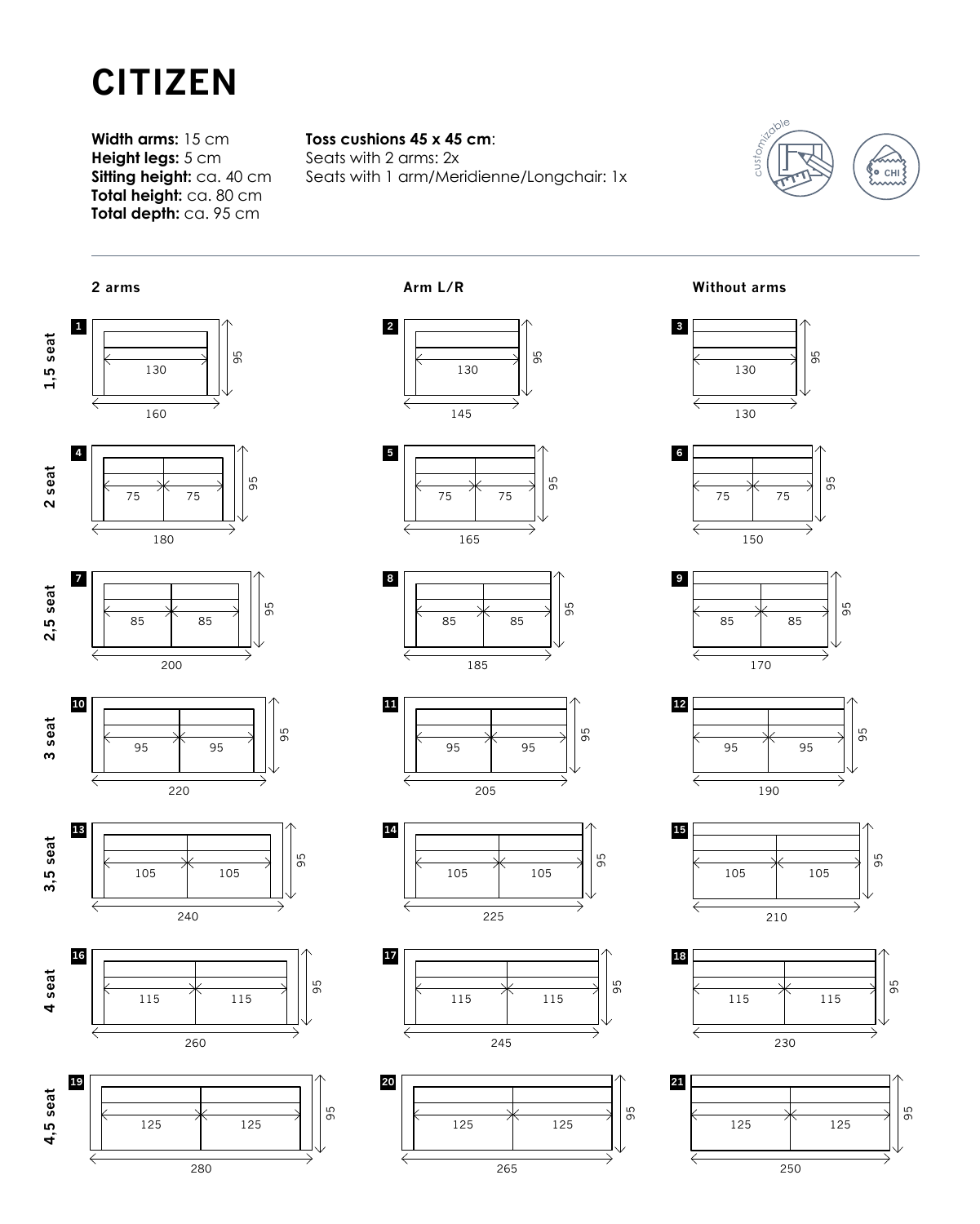# CITIZEN

**Width arms:** 15 cm
**Height legs:** 5 cm
**Sitting height:** ca. 40 cm
**Total height:** ca. 80 cm
**Total depth:** ca. 95 cm

**Toss cushions 45 x 45 cm**:
Seats with 2 arms: 2x
Seats with 1 arm/Meridienne/Longchair: 1x

customizable

CHI

| | 2 arms | Arm L/R | Without arms |
|---|---|---|---|
| 1,5 seat | **1** Seat 130, width 160, depth 95 | **2** Seat 130, width 145, depth 95 | **3** Seat 130, width 130, depth 95 |
| 2 seat | **4** Seats 75 / 75, width 180, depth 95 | **5** Seats 75 / 75, width 165, depth 95 | **6** Seats 75 / 75, width 150, depth 95 |
| 2,5 seat | **7** Seats 85 / 85, width 200, depth 95 | **8** Seats 85 / 85, width 185, depth 95 | **9** Seats 85 / 85, width 170, depth 95 |
| 3 seat | **10** Seats 95 / 95, width 220, depth 95 | **11** Seats 95 / 95, width 205, depth 95 | **12** Seats 95 / 95, width 190, depth 95 |
| 3,5 seat | **13** Seats 105 / 105, width 240, depth 95 | **14** Seats 105 / 105, width 225, depth 95 | **15** Seats 105 / 105, width 210, depth 95 |
| 4 seat | **16** Seats 115 / 115, width 260, depth 95 | **17** Seats 115 / 115, width 245, depth 95 | **18** Seats 115 / 115, width 230, depth 95 |
| 4,5 seat | **19** Seats 125 / 125, width 280, depth 95 | **20** Seats 125 / 125, width 265, depth 95 | **21** Seats 125 / 125, width 250, depth 95 |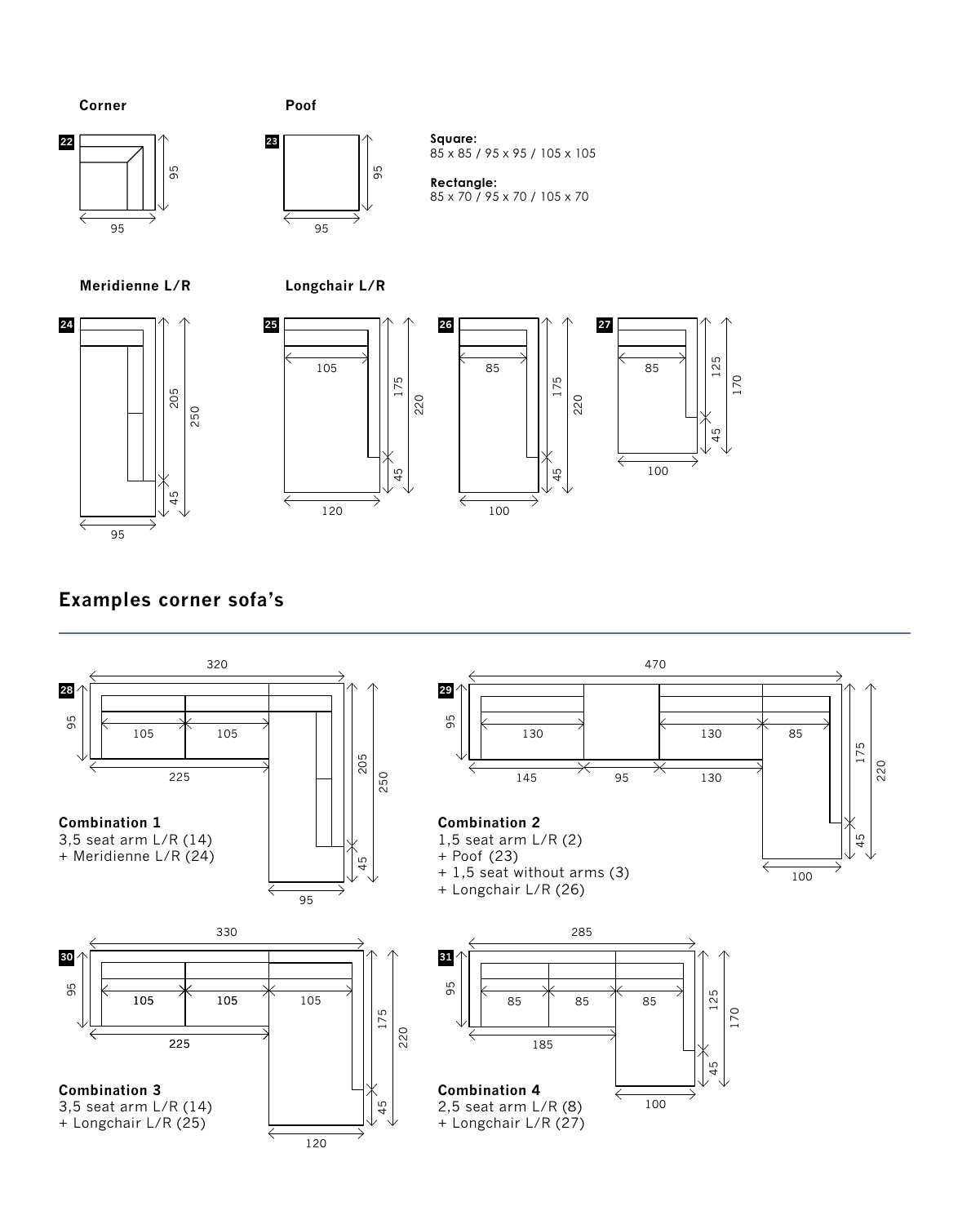**Corner**

22

95

95

**Poof**

23

95

95

**Square:**
85 x 85 / 95 x 95 / 105 x 105

**Rectangle:**
85 x 70 / 95 x 70 / 105 x 70

**Meridienne L/R**

24

205

250

45

95

**Longchair L/R**

25

105

175

220

45

120

26

85

175

220

45

100

27

85

125

170

45

100

## Examples corner sofa's

28

320

95

105

105

225

205

250

45

95

**Combination 1**
3,5 seat arm L/R (14)
+ Meridienne L/R (24)

29

470

95

130

130

85

145

95

130

175

220

45

100

**Combination 2**
1,5 seat arm L/R (2)
+ Poof (23)
+ 1,5 seat without arms (3)
+ Longchair L/R (26)

30

330

95

105

105

105

225

175

220

45

120

**Combination 3**
3,5 seat arm L/R (14)
+ Longchair L/R (25)

31

285

95

85

85

85

185

125

170

45

100

**Combination 4**
2,5 seat arm L/R (8)
+ Longchair L/R (27)